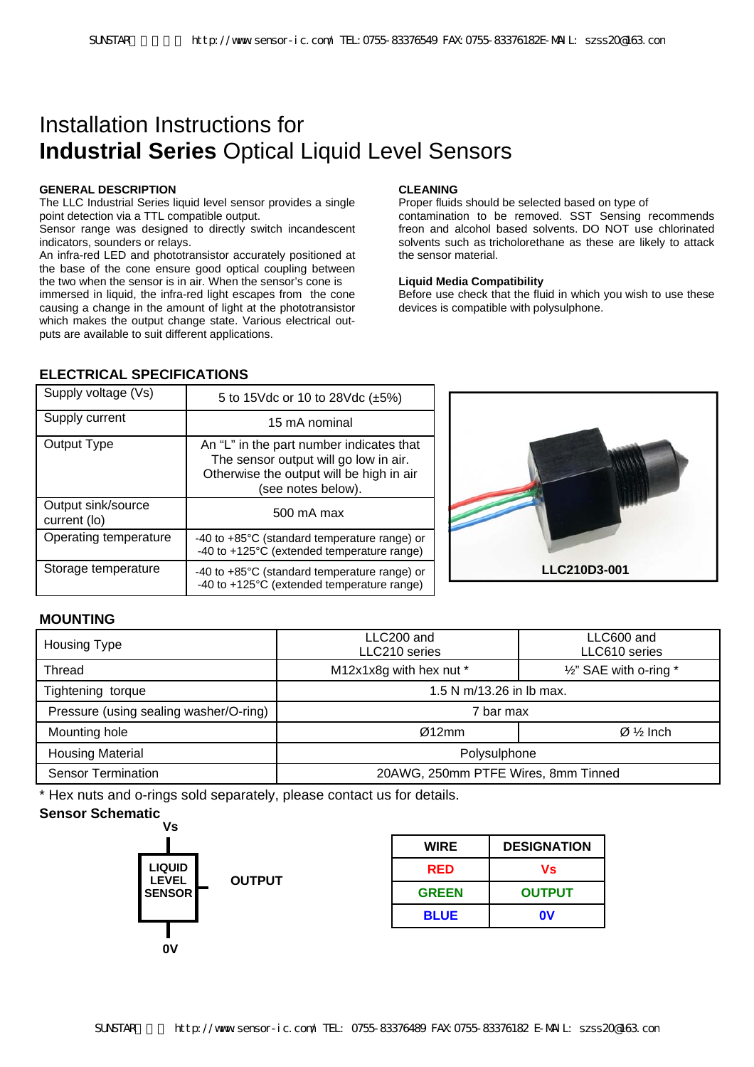# Installation Instructions for **Industrial Series** Optical Liquid Level Sensors

## GENERAL DESCRIPTION

The LLC Industrial Series liquid level sensor provides a single point detection via a TTL compatible output.
Sensor range was designed to directly switch incandescent indicators, sounders or relays.
An infra-red LED and phototransistor accurately positioned at the base of the cone ensure good optical coupling between the two when the sensor is in air. When the sensor's cone is immersed in liquid, the infra-red light escapes from the cone causing a change in the amount of light at the phototransistor which makes the output change state. Various electrical outputs are available to suit different applications.

## CLEANING

Proper fluids should be selected based on type of contamination to be removed. SST Sensing recommends freon and alcohol based solvents. DO NOT use chlorinated solvents such as tricholorethane as these are likely to attack the sensor material.

### Liquid Media Compatibility

Before use check that the fluid in which you wish to use these devices is compatible with polysulphone.

## ELECTRICAL SPECIFICATIONS

| Parameter | Value |
|---|---|
| Supply voltage (Vs) | 5 to 15Vdc or 10 to 28Vdc (±5%) |
| Supply current | 15 mA nominal |
| Output Type | An "L" in the part number indicates that The sensor output will go low in air. Otherwise the output will be high in air (see notes below). |
| Output sink/source current (Io) | 500 mA max |
| Operating temperature | -40 to +85°C (standard temperature range) or -40 to +125°C (extended temperature range) |
| Storage temperature | -40 to +85°C (standard temperature range) or -40 to +125°C (extended temperature range) |

LLC210D3-001

## MOUNTING

| Housing Type | LLC200 and LLC210 series | LLC600 and LLC610 series |
|---|---|---|
| Thread | M12x1x8g with hex nut * | ½" SAE with o-ring * |
| Tightening torque | 1.5 N m/13.26 in lb max. | |
| Pressure (using sealing washer/O-ring) | 7 bar max | |
| Mounting hole | Ø12mm | Ø ½ Inch |
| Housing Material | Polysulphone | |
| Sensor Termination | 20AWG, 250mm PTFE Wires, 8mm Tinned | |

* Hex nuts and o-rings sold separately, please contact us for details.

**Sensor Schematic**

Vs — LIQUID LEVEL SENSOR — OUTPUT — 0V

| WIRE | DESIGNATION |
|---|---|
| RED | Vs |
| GREEN | OUTPUT |
| BLUE | 0V |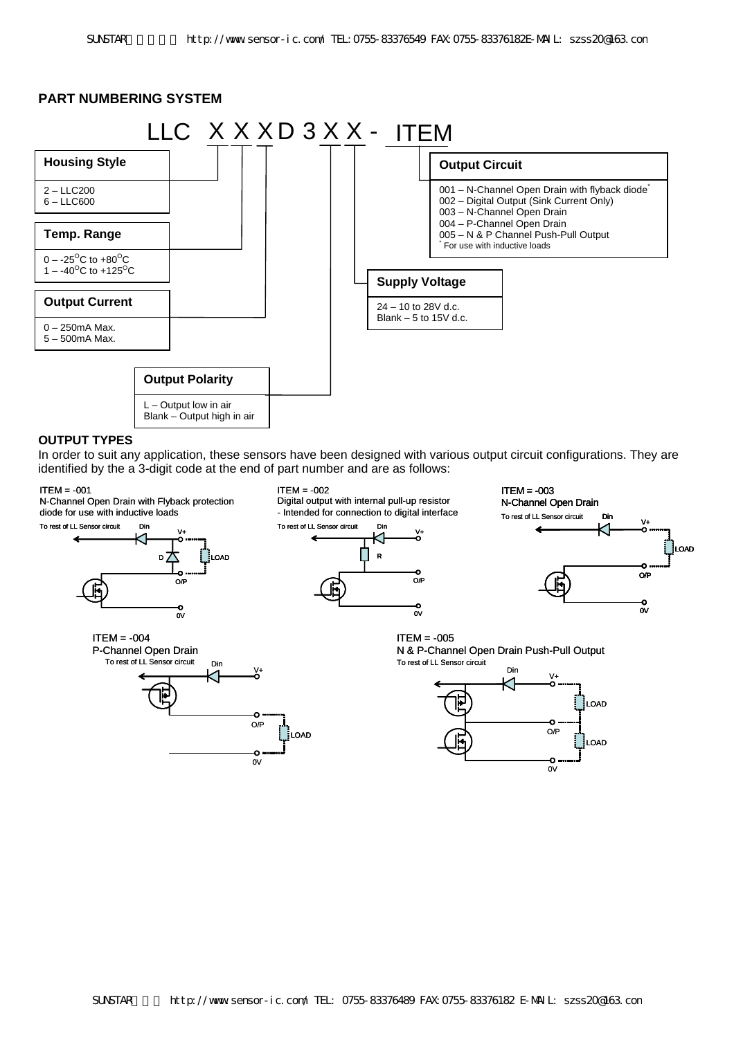## PART NUMBERING SYSTEM

LLC X X X D 3 X X - ITEM

**Housing Style**

2 – LLC200
6 – LLC600

**Temp. Range**

0 – -25°C to +80°C
1 – -40°C to +125°C

**Output Current**

0 – 250mA Max.
5 – 500mA Max.

**Output Polarity**

L – Output low in air
Blank – Output high in air

**Supply Voltage**

24 – 10 to 28V d.c.
Blank – 5 to 15V d.c.

**Output Circuit**

001 – N-Channel Open Drain with flyback diode*
002 – Digital Output (Sink Current Only)
003 – N-Channel Open Drain
004 – P-Channel Open Drain
005 – N & P Channel Push-Pull Output
* For use with inductive loads

## OUTPUT TYPES

In order to suit any application, these sensors have been designed with various output circuit configurations. They are identified by the a 3-digit code at the end of part number and are as follows:

ITEM = -001
N-Channel Open Drain with Flyback protection diode for use with inductive loads
To rest of LL Sensor circuit
Din
V+
D
LOAD
O/P
0V

ITEM = -002
Digital output with internal pull-up resistor
- Intended for connection to digital interface
To rest of LL Sensor circuit
Din
V+
R
O/P
0V

ITEM = -003
N-Channel Open Drain
To rest of LL Sensor circuit
Din
V+
LOAD
O/P
0V

ITEM = -004
P-Channel Open Drain
To rest of LL Sensor circuit
Din
V+
O/P
LOAD
0V

ITEM = -005
N & P-Channel Open Drain Push-Pull Output
To rest of LL Sensor circuit
Din
V+
LOAD
O/P
LOAD
0V